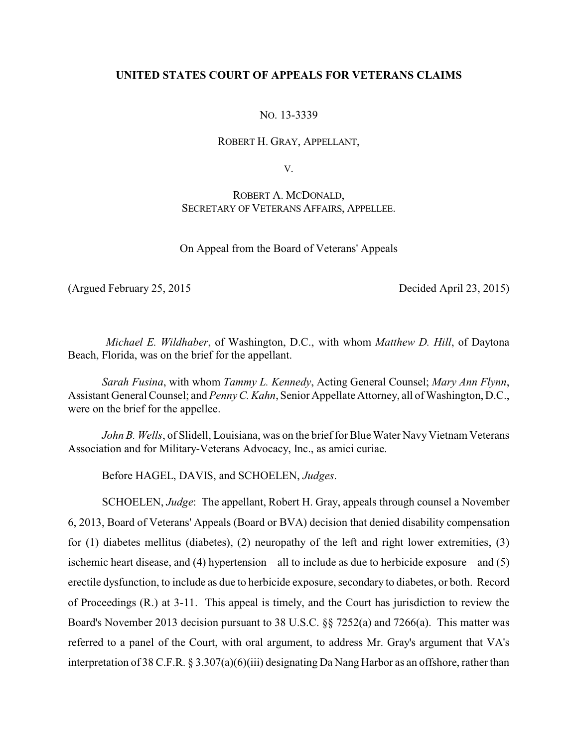**UNITED STATES COURT OF APPEALS FOR VETERANS CLAIMS**

NO. 13-3339

ROBERT H. GRAY, APPELLANT,

V.

ROBERT A. MCDONALD,
SECRETARY OF VETERANS AFFAIRS, APPELLEE.

On Appeal from the Board of Veterans' Appeals

(Argued February 25, 2015 Decided April 23, 2015)

*Michael E. Wildhaber*, of Washington, D.C., with whom *Matthew D. Hill*, of Daytona Beach, Florida, was on the brief for the appellant.

*Sarah Fusina*, with whom *Tammy L. Kennedy*, Acting General Counsel; *Mary Ann Flynn*, Assistant General Counsel; and *Penny C. Kahn*, Senior Appellate Attorney, all of Washington, D.C., were on the brief for the appellee.

*John B. Wells*, of Slidell, Louisiana, was on the brief for Blue Water Navy Vietnam Veterans Association and for Military-Veterans Advocacy, Inc., as amici curiae.

Before HAGEL, DAVIS, and SCHOELEN, *Judges*.

SCHOELEN, *Judge*: The appellant, Robert H. Gray, appeals through counsel a November 6, 2013, Board of Veterans' Appeals (Board or BVA) decision that denied disability compensation for (1) diabetes mellitus (diabetes), (2) neuropathy of the left and right lower extremities, (3) ischemic heart disease, and (4) hypertension – all to include as due to herbicide exposure – and (5) erectile dysfunction, to include as due to herbicide exposure, secondary to diabetes, or both. Record of Proceedings (R.) at 3-11. This appeal is timely, and the Court has jurisdiction to review the Board's November 2013 decision pursuant to 38 U.S.C. §§ 7252(a) and 7266(a). This matter was referred to a panel of the Court, with oral argument, to address Mr. Gray's argument that VA's interpretation of 38 C.F.R. § 3.307(a)(6)(iii) designating Da Nang Harbor as an offshore, rather than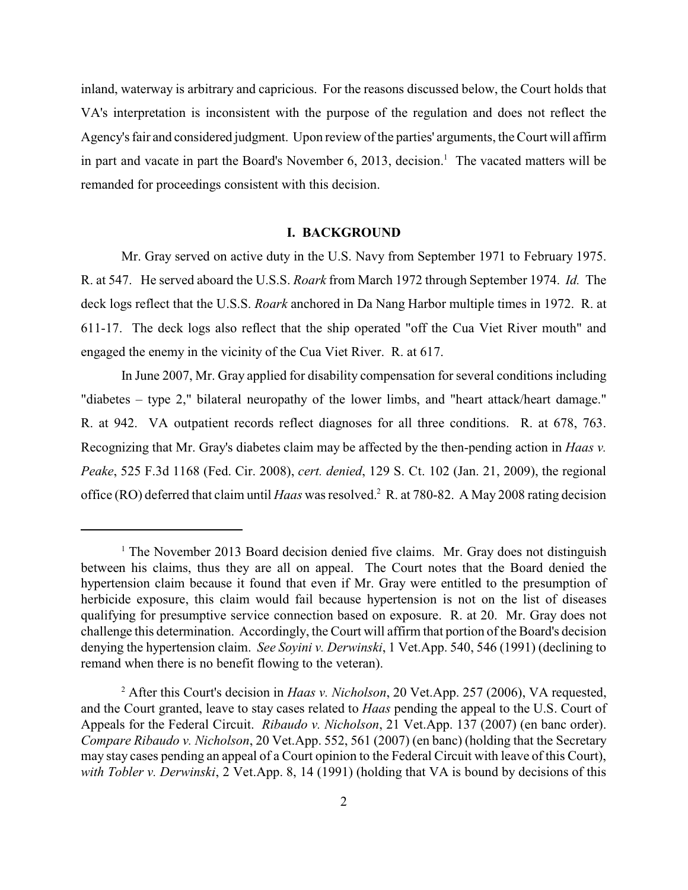inland, waterway is arbitrary and capricious. For the reasons discussed below, the Court holds that VA's interpretation is inconsistent with the purpose of the regulation and does not reflect the Agency's fair and considered judgment. Upon review of the parties' arguments, the Court will affirm in part and vacate in part the Board's November 6, 2013, decision.[1] The vacated matters will be remanded for proceedings consistent with this decision.

## I. BACKGROUND

Mr. Gray served on active duty in the U.S. Navy from September 1971 to February 1975. R. at 547. He served aboard the U.S.S. *Roark* from March 1972 through September 1974. *Id.* The deck logs reflect that the U.S.S. *Roark* anchored in Da Nang Harbor multiple times in 1972. R. at 611-17. The deck logs also reflect that the ship operated "off the Cua Viet River mouth" and engaged the enemy in the vicinity of the Cua Viet River. R. at 617.

In June 2007, Mr. Gray applied for disability compensation for several conditions including "diabetes – type 2," bilateral neuropathy of the lower limbs, and "heart attack/heart damage." R. at 942. VA outpatient records reflect diagnoses for all three conditions. R. at 678, 763. Recognizing that Mr. Gray's diabetes claim may be affected by the then-pending action in *Haas v. Peake*, 525 F.3d 1168 (Fed. Cir. 2008), *cert. denied*, 129 S. Ct. 102 (Jan. 21, 2009), the regional office (RO) deferred that claim until *Haas* was resolved.[2] R. at 780-82. A May 2008 rating decision

---

[1] The November 2013 Board decision denied five claims. Mr. Gray does not distinguish between his claims, thus they are all on appeal. The Court notes that the Board denied the hypertension claim because it found that even if Mr. Gray were entitled to the presumption of herbicide exposure, this claim would fail because hypertension is not on the list of diseases qualifying for presumptive service connection based on exposure. R. at 20. Mr. Gray does not challenge this determination. Accordingly, the Court will affirm that portion of the Board's decision denying the hypertension claim. *See Soyini v. Derwinski*, 1 Vet.App. 540, 546 (1991) (declining to remand when there is no benefit flowing to the veteran).

[2] After this Court's decision in *Haas v. Nicholson*, 20 Vet.App. 257 (2006), VA requested, and the Court granted, leave to stay cases related to *Haas* pending the appeal to the U.S. Court of Appeals for the Federal Circuit. *Ribaudo v. Nicholson*, 21 Vet.App. 137 (2007) (en banc order). *Compare Ribaudo v. Nicholson*, 20 Vet.App. 552, 561 (2007) (en banc) (holding that the Secretary may stay cases pending an appeal of a Court opinion to the Federal Circuit with leave of this Court), *with Tobler v. Derwinski*, 2 Vet.App. 8, 14 (1991) (holding that VA is bound by decisions of this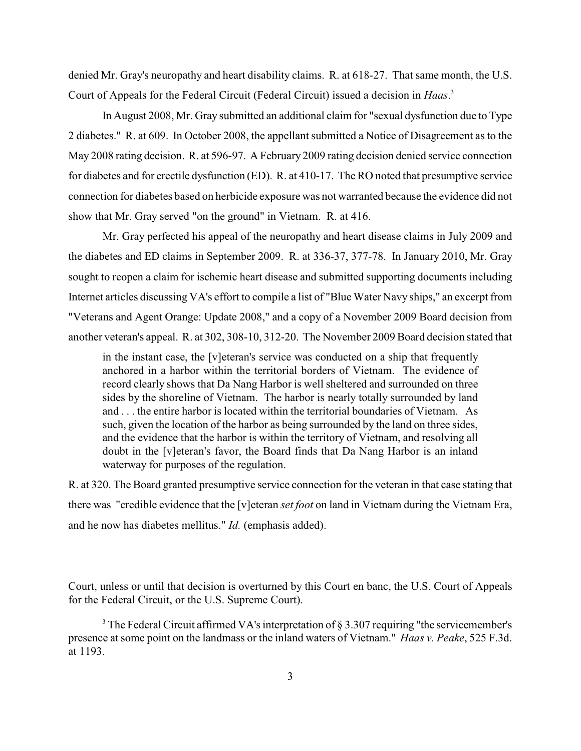denied Mr. Gray's neuropathy and heart disability claims. R. at 618-27. That same month, the U.S. Court of Appeals for the Federal Circuit (Federal Circuit) issued a decision in *Haas*.[3]

In August 2008, Mr. Gray submitted an additional claim for "sexual dysfunction due to Type 2 diabetes." R. at 609. In October 2008, the appellant submitted a Notice of Disagreement as to the May 2008 rating decision. R. at 596-97. A February 2009 rating decision denied service connection for diabetes and for erectile dysfunction (ED). R. at 410-17. The RO noted that presumptive service connection for diabetes based on herbicide exposure was not warranted because the evidence did not show that Mr. Gray served "on the ground" in Vietnam. R. at 416.

Mr. Gray perfected his appeal of the neuropathy and heart disease claims in July 2009 and the diabetes and ED claims in September 2009. R. at 336-37, 377-78. In January 2010, Mr. Gray sought to reopen a claim for ischemic heart disease and submitted supporting documents including Internet articles discussing VA's effort to compile a list of "Blue Water Navy ships," an excerpt from "Veterans and Agent Orange: Update 2008," and a copy of a November 2009 Board decision from another veteran's appeal. R. at 302, 308-10, 312-20. The November 2009 Board decision stated that

> in the instant case, the [v]eteran's service was conducted on a ship that frequently anchored in a harbor within the territorial borders of Vietnam. The evidence of record clearly shows that Da Nang Harbor is well sheltered and surrounded on three sides by the shoreline of Vietnam. The harbor is nearly totally surrounded by land and . . . the entire harbor is located within the territorial boundaries of Vietnam. As such, given the location of the harbor as being surrounded by the land on three sides, and the evidence that the harbor is within the territory of Vietnam, and resolving all doubt in the [v]eteran's favor, the Board finds that Da Nang Harbor is an inland waterway for purposes of the regulation.

R. at 320. The Board granted presumptive service connection for the veteran in that case stating that there was "credible evidence that the [v]eteran *set foot* on land in Vietnam during the Vietnam Era, and he now has diabetes mellitus." *Id.* (emphasis added).

---

Court, unless or until that decision is overturned by this Court en banc, the U.S. Court of Appeals for the Federal Circuit, or the U.S. Supreme Court).

[3] The Federal Circuit affirmed VA's interpretation of § 3.307 requiring "the servicemember's presence at some point on the landmass or the inland waters of Vietnam." *Haas v. Peake*, 525 F.3d. at 1193.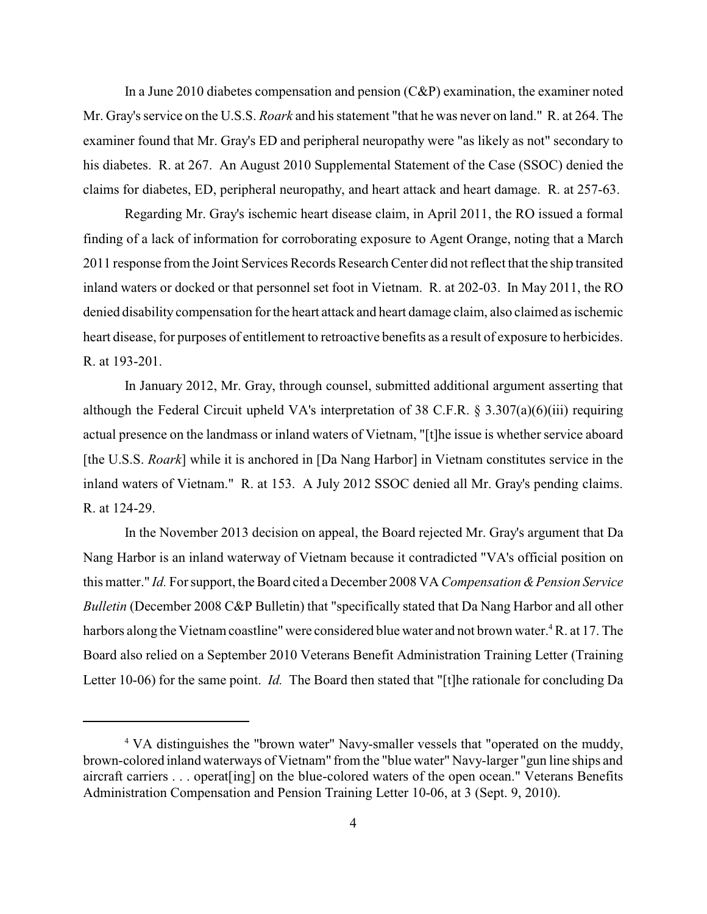In a June 2010 diabetes compensation and pension (C&P) examination, the examiner noted Mr. Gray's service on the U.S.S. *Roark* and his statement "that he was never on land." R. at 264. The examiner found that Mr. Gray's ED and peripheral neuropathy were "as likely as not" secondary to his diabetes. R. at 267. An August 2010 Supplemental Statement of the Case (SSOC) denied the claims for diabetes, ED, peripheral neuropathy, and heart attack and heart damage. R. at 257-63.

Regarding Mr. Gray's ischemic heart disease claim, in April 2011, the RO issued a formal finding of a lack of information for corroborating exposure to Agent Orange, noting that a March 2011 response from the Joint Services Records Research Center did not reflect that the ship transited inland waters or docked or that personnel set foot in Vietnam. R. at 202-03. In May 2011, the RO denied disability compensation for the heart attack and heart damage claim, also claimed as ischemic heart disease, for purposes of entitlement to retroactive benefits as a result of exposure to herbicides. R. at 193-201.

In January 2012, Mr. Gray, through counsel, submitted additional argument asserting that although the Federal Circuit upheld VA's interpretation of 38 C.F.R. § 3.307(a)(6)(iii) requiring actual presence on the landmass or inland waters of Vietnam, "[t]he issue is whether service aboard [the U.S.S. *Roark*] while it is anchored in [Da Nang Harbor] in Vietnam constitutes service in the inland waters of Vietnam." R. at 153. A July 2012 SSOC denied all Mr. Gray's pending claims. R. at 124-29.

In the November 2013 decision on appeal, the Board rejected Mr. Gray's argument that Da Nang Harbor is an inland waterway of Vietnam because it contradicted "VA's official position on this matter." *Id.* For support, the Board cited a December 2008 VA *Compensation & Pension Service Bulletin* (December 2008 C&P Bulletin) that "specifically stated that Da Nang Harbor and all other harbors along the Vietnam coastline" were considered blue water and not brown water.[4] R. at 17. The Board also relied on a September 2010 Veterans Benefit Administration Training Letter (Training Letter 10-06) for the same point. *Id.* The Board then stated that "[t]he rationale for concluding Da

[4] VA distinguishes the "brown water" Navy-smaller vessels that "operated on the muddy, brown-colored inland waterways of Vietnam" from the "blue water" Navy-larger "gun line ships and aircraft carriers . . . operat[ing] on the blue-colored waters of the open ocean." Veterans Benefits Administration Compensation and Pension Training Letter 10-06, at 3 (Sept. 9, 2010).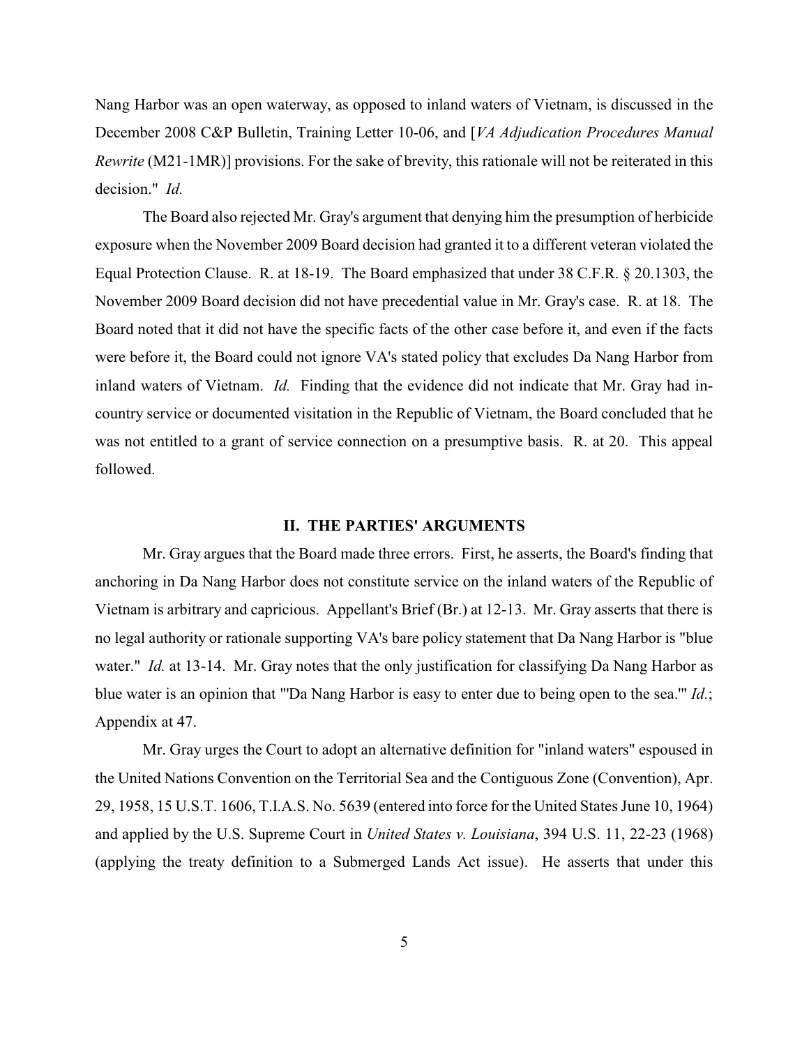Nang Harbor was an open waterway, as opposed to inland waters of Vietnam, is discussed in the December 2008 C&P Bulletin, Training Letter 10-06, and [*VA Adjudication Procedures Manual Rewrite* (M21-1MR)] provisions. For the sake of brevity, this rationale will not be reiterated in this decision." *Id.*

The Board also rejected Mr. Gray's argument that denying him the presumption of herbicide exposure when the November 2009 Board decision had granted it to a different veteran violated the Equal Protection Clause. R. at 18-19. The Board emphasized that under 38 C.F.R. § 20.1303, the November 2009 Board decision did not have precedential value in Mr. Gray's case. R. at 18. The Board noted that it did not have the specific facts of the other case before it, and even if the facts were before it, the Board could not ignore VA's stated policy that excludes Da Nang Harbor from inland waters of Vietnam. *Id.* Finding that the evidence did not indicate that Mr. Gray had in-country service or documented visitation in the Republic of Vietnam, the Board concluded that he was not entitled to a grant of service connection on a presumptive basis. R. at 20. This appeal followed.

## II. THE PARTIES' ARGUMENTS

Mr. Gray argues that the Board made three errors. First, he asserts, the Board's finding that anchoring in Da Nang Harbor does not constitute service on the inland waters of the Republic of Vietnam is arbitrary and capricious. Appellant's Brief (Br.) at 12-13. Mr. Gray asserts that there is no legal authority or rationale supporting VA's bare policy statement that Da Nang Harbor is "blue water." *Id.* at 13-14. Mr. Gray notes that the only justification for classifying Da Nang Harbor as blue water is an opinion that "'Da Nang Harbor is easy to enter due to being open to the sea.'" *Id.*; Appendix at 47.

Mr. Gray urges the Court to adopt an alternative definition for "inland waters" espoused in the United Nations Convention on the Territorial Sea and the Contiguous Zone (Convention), Apr. 29, 1958, 15 U.S.T. 1606, T.I.A.S. No. 5639 (entered into force for the United States June 10, 1964) and applied by the U.S. Supreme Court in *United States v. Louisiana*, 394 U.S. 11, 22-23 (1968) (applying the treaty definition to a Submerged Lands Act issue). He asserts that under this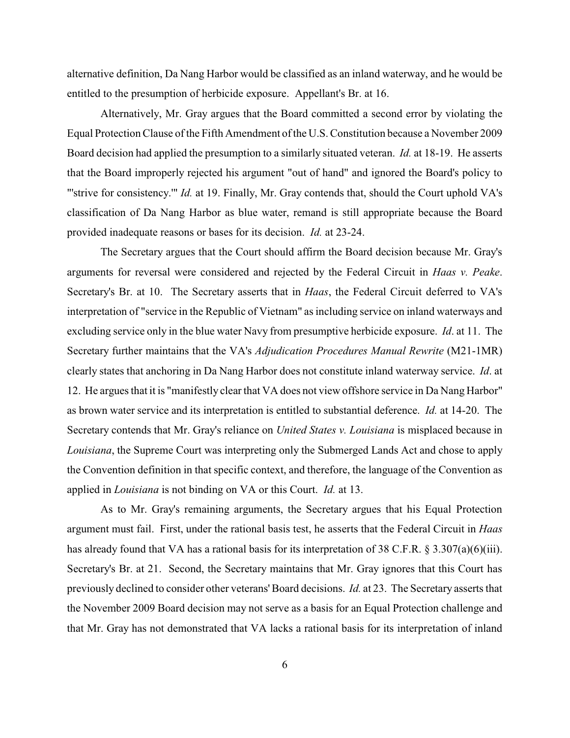alternative definition, Da Nang Harbor would be classified as an inland waterway, and he would be entitled to the presumption of herbicide exposure. Appellant's Br. at 16.

Alternatively, Mr. Gray argues that the Board committed a second error by violating the Equal Protection Clause of the Fifth Amendment of the U.S. Constitution because a November 2009 Board decision had applied the presumption to a similarly situated veteran. *Id.* at 18-19. He asserts that the Board improperly rejected his argument "out of hand" and ignored the Board's policy to "'strive for consistency.'" *Id.* at 19. Finally, Mr. Gray contends that, should the Court uphold VA's classification of Da Nang Harbor as blue water, remand is still appropriate because the Board provided inadequate reasons or bases for its decision. *Id.* at 23-24.

The Secretary argues that the Court should affirm the Board decision because Mr. Gray's arguments for reversal were considered and rejected by the Federal Circuit in *Haas v. Peake*. Secretary's Br. at 10. The Secretary asserts that in *Haas*, the Federal Circuit deferred to VA's interpretation of "service in the Republic of Vietnam" as including service on inland waterways and excluding service only in the blue water Navy from presumptive herbicide exposure. *Id*. at 11. The Secretary further maintains that the VA's *Adjudication Procedures Manual Rewrite* (M21-1MR) clearly states that anchoring in Da Nang Harbor does not constitute inland waterway service. *Id*. at 12. He argues that it is "manifestly clear that VA does not view offshore service in Da Nang Harbor" as brown water service and its interpretation is entitled to substantial deference. *Id.* at 14-20. The Secretary contends that Mr. Gray's reliance on *United States v. Louisiana* is misplaced because in *Louisiana*, the Supreme Court was interpreting only the Submerged Lands Act and chose to apply the Convention definition in that specific context, and therefore, the language of the Convention as applied in *Louisiana* is not binding on VA or this Court. *Id.* at 13.

As to Mr. Gray's remaining arguments, the Secretary argues that his Equal Protection argument must fail. First, under the rational basis test, he asserts that the Federal Circuit in *Haas* has already found that VA has a rational basis for its interpretation of 38 C.F.R. § 3.307(a)(6)(iii). Secretary's Br. at 21. Second, the Secretary maintains that Mr. Gray ignores that this Court has previously declined to consider other veterans' Board decisions. *Id.* at 23. The Secretary asserts that the November 2009 Board decision may not serve as a basis for an Equal Protection challenge and that Mr. Gray has not demonstrated that VA lacks a rational basis for its interpretation of inland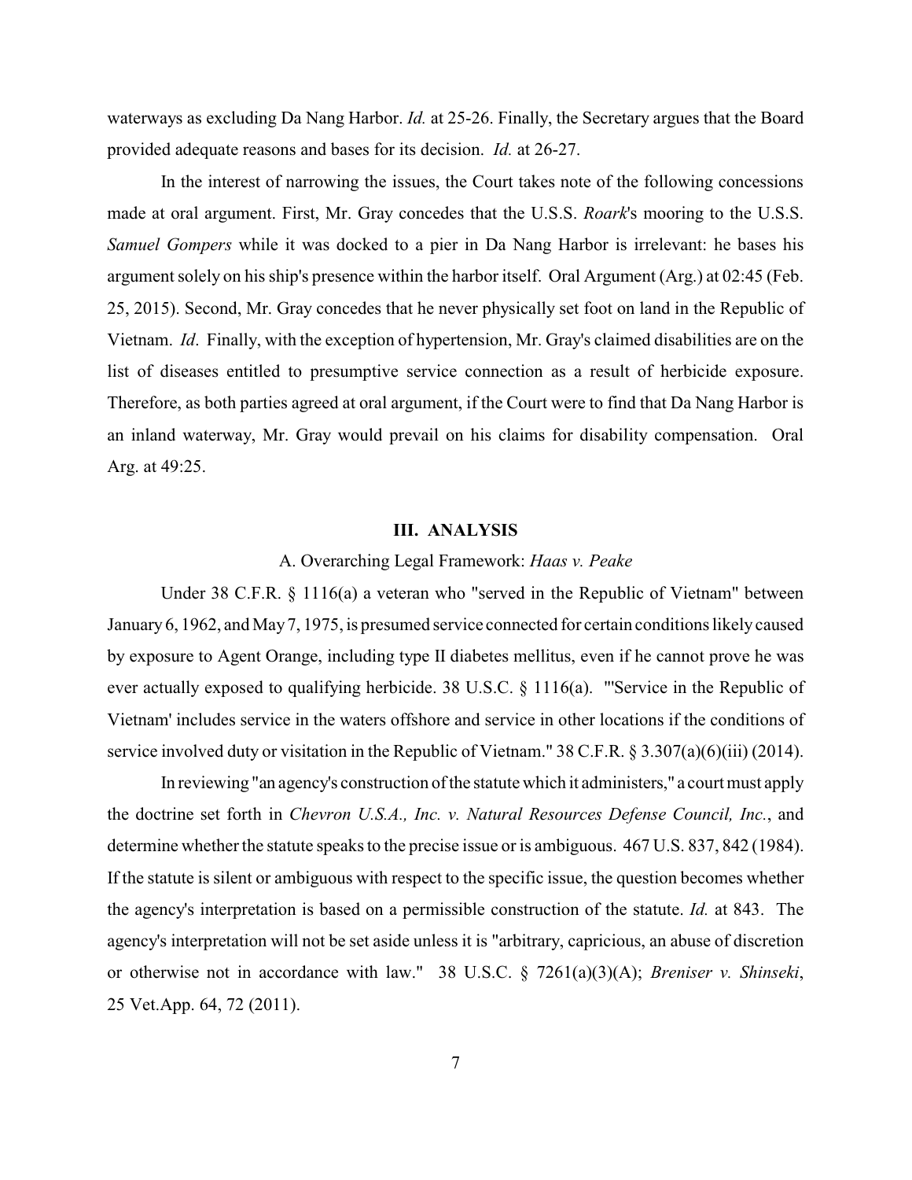waterways as excluding Da Nang Harbor. *Id.* at 25-26. Finally, the Secretary argues that the Board provided adequate reasons and bases for its decision. *Id.* at 26-27.

In the interest of narrowing the issues, the Court takes note of the following concessions made at oral argument. First, Mr. Gray concedes that the U.S.S. *Roark*'s mooring to the U.S.S. *Samuel Gompers* while it was docked to a pier in Da Nang Harbor is irrelevant: he bases his argument solely on his ship's presence within the harbor itself. Oral Argument (Arg.) at 02:45 (Feb. 25, 2015). Second, Mr. Gray concedes that he never physically set foot on land in the Republic of Vietnam. *Id*. Finally, with the exception of hypertension, Mr. Gray's claimed disabilities are on the list of diseases entitled to presumptive service connection as a result of herbicide exposure. Therefore, as both parties agreed at oral argument, if the Court were to find that Da Nang Harbor is an inland waterway, Mr. Gray would prevail on his claims for disability compensation. Oral Arg. at 49:25.

## III. ANALYSIS

### A. Overarching Legal Framework: *Haas v. Peake*

Under 38 C.F.R. § 1116(a) a veteran who "served in the Republic of Vietnam" between January 6, 1962, and May 7, 1975, is presumed service connected for certain conditions likely caused by exposure to Agent Orange, including type II diabetes mellitus, even if he cannot prove he was ever actually exposed to qualifying herbicide. 38 U.S.C. § 1116(a). "'Service in the Republic of Vietnam' includes service in the waters offshore and service in other locations if the conditions of service involved duty or visitation in the Republic of Vietnam." 38 C.F.R. § 3.307(a)(6)(iii) (2014).

In reviewing "an agency's construction of the statute which it administers," a court must apply the doctrine set forth in *Chevron U.S.A., Inc. v. Natural Resources Defense Council, Inc.*, and determine whether the statute speaks to the precise issue or is ambiguous. 467 U.S. 837, 842 (1984). If the statute is silent or ambiguous with respect to the specific issue, the question becomes whether the agency's interpretation is based on a permissible construction of the statute. *Id.* at 843. The agency's interpretation will not be set aside unless it is "arbitrary, capricious, an abuse of discretion or otherwise not in accordance with law." 38 U.S.C. § 7261(a)(3)(A); *Breniser v. Shinseki*, 25 Vet.App. 64, 72 (2011).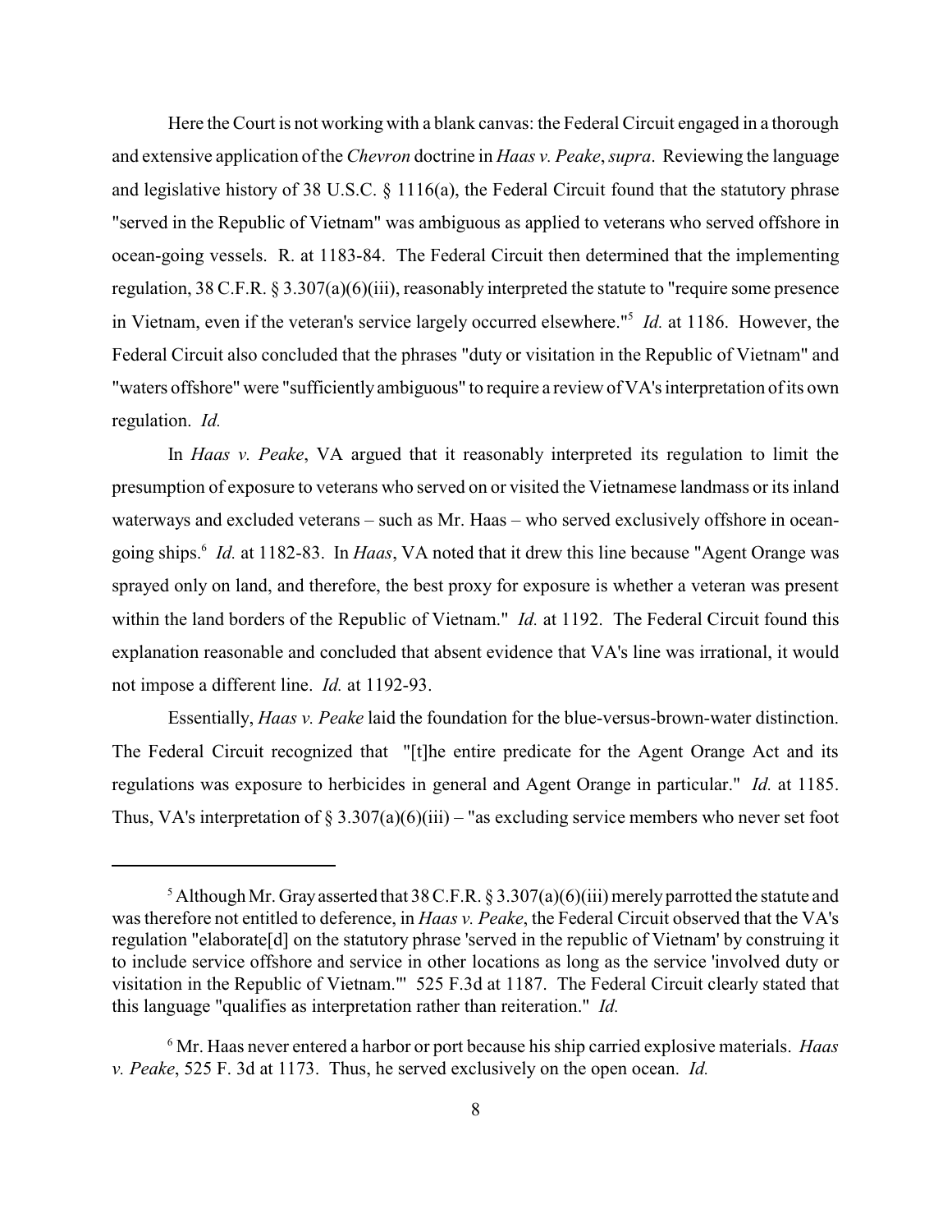Here the Court is not working with a blank canvas: the Federal Circuit engaged in a thorough and extensive application of the *Chevron* doctrine in *Haas v. Peake*, *supra*. Reviewing the language and legislative history of 38 U.S.C. § 1116(a), the Federal Circuit found that the statutory phrase "served in the Republic of Vietnam" was ambiguous as applied to veterans who served offshore in ocean-going vessels. R. at 1183-84. The Federal Circuit then determined that the implementing regulation, 38 C.F.R. § 3.307(a)(6)(iii), reasonably interpreted the statute to "require some presence in Vietnam, even if the veteran's service largely occurred elsewhere."[5] *Id.* at 1186. However, the Federal Circuit also concluded that the phrases "duty or visitation in the Republic of Vietnam" and "waters offshore" were "sufficiently ambiguous" to require a review of VA's interpretation of its own regulation. *Id.*

In *Haas v. Peake*, VA argued that it reasonably interpreted its regulation to limit the presumption of exposure to veterans who served on or visited the Vietnamese landmass or its inland waterways and excluded veterans – such as Mr. Haas – who served exclusively offshore in ocean-going ships.[6] *Id.* at 1182-83. In *Haas*, VA noted that it drew this line because "Agent Orange was sprayed only on land, and therefore, the best proxy for exposure is whether a veteran was present within the land borders of the Republic of Vietnam." *Id.* at 1192. The Federal Circuit found this explanation reasonable and concluded that absent evidence that VA's line was irrational, it would not impose a different line. *Id.* at 1192-93.

Essentially, *Haas v. Peake* laid the foundation for the blue-versus-brown-water distinction. The Federal Circuit recognized that "[t]he entire predicate for the Agent Orange Act and its regulations was exposure to herbicides in general and Agent Orange in particular." *Id.* at 1185. Thus, VA's interpretation of § 3.307(a)(6)(iii) – "as excluding service members who never set foot

---

[5] Although Mr. Gray asserted that 38 C.F.R. § 3.307(a)(6)(iii) merely parrotted the statute and was therefore not entitled to deference, in *Haas v. Peake*, the Federal Circuit observed that the VA's regulation "elaborate[d] on the statutory phrase 'served in the republic of Vietnam' by construing it to include service offshore and service in other locations as long as the service 'involved duty or visitation in the Republic of Vietnam.'" 525 F.3d at 1187. The Federal Circuit clearly stated that this language "qualifies as interpretation rather than reiteration." *Id.*

[6] Mr. Haas never entered a harbor or port because his ship carried explosive materials. *Haas v. Peake*, 525 F. 3d at 1173. Thus, he served exclusively on the open ocean. *Id.*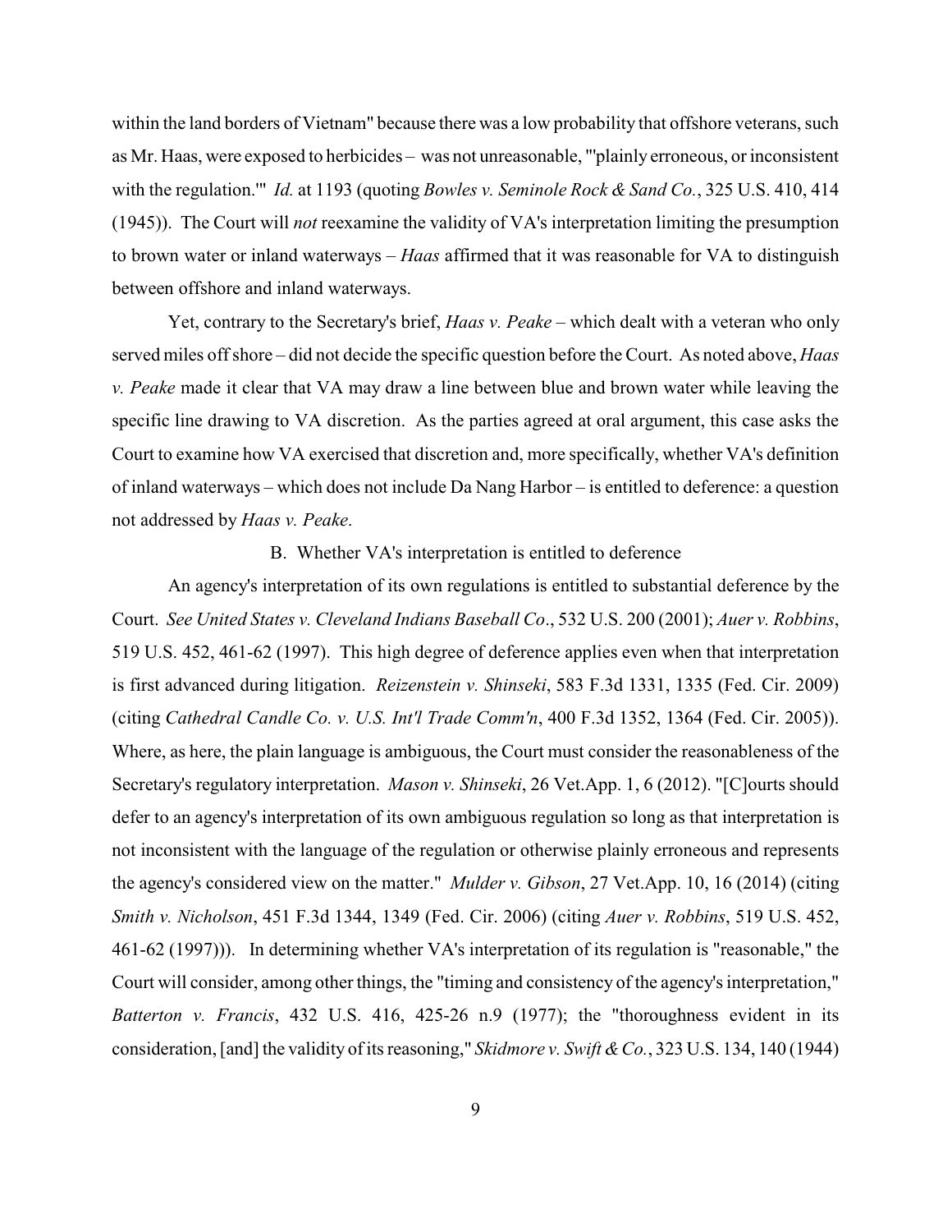within the land borders of Vietnam" because there was a low probability that offshore veterans, such as Mr. Haas, were exposed to herbicides – was not unreasonable, "'plainly erroneous, or inconsistent with the regulation.'" *Id.* at 1193 (quoting *Bowles v. Seminole Rock & Sand Co.*, 325 U.S. 410, 414 (1945)). The Court will *not* reexamine the validity of VA's interpretation limiting the presumption to brown water or inland waterways – *Haas* affirmed that it was reasonable for VA to distinguish between offshore and inland waterways.

Yet, contrary to the Secretary's brief, *Haas v. Peake* – which dealt with a veteran who only served miles off shore – did not decide the specific question before the Court. As noted above, *Haas v. Peake* made it clear that VA may draw a line between blue and brown water while leaving the specific line drawing to VA discretion. As the parties agreed at oral argument, this case asks the Court to examine how VA exercised that discretion and, more specifically, whether VA's definition of inland waterways – which does not include Da Nang Harbor – is entitled to deference: a question not addressed by *Haas v. Peake*.

B. Whether VA's interpretation is entitled to deference

An agency's interpretation of its own regulations is entitled to substantial deference by the Court. *See United States v. Cleveland Indians Baseball Co*., 532 U.S. 200 (2001); *Auer v. Robbins*, 519 U.S. 452, 461-62 (1997). This high degree of deference applies even when that interpretation is first advanced during litigation. *Reizenstein v. Shinseki*, 583 F.3d 1331, 1335 (Fed. Cir. 2009) (citing *Cathedral Candle Co. v. U.S. Int'l Trade Comm'n*, 400 F.3d 1352, 1364 (Fed. Cir. 2005)). Where, as here, the plain language is ambiguous, the Court must consider the reasonableness of the Secretary's regulatory interpretation. *Mason v. Shinseki*, 26 Vet.App. 1, 6 (2012). "[C]ourts should defer to an agency's interpretation of its own ambiguous regulation so long as that interpretation is not inconsistent with the language of the regulation or otherwise plainly erroneous and represents the agency's considered view on the matter." *Mulder v. Gibson*, 27 Vet.App. 10, 16 (2014) (citing *Smith v. Nicholson*, 451 F.3d 1344, 1349 (Fed. Cir. 2006) (citing *Auer v. Robbins*, 519 U.S. 452, 461-62 (1997))). In determining whether VA's interpretation of its regulation is "reasonable," the Court will consider, among other things, the "timing and consistency of the agency's interpretation," *Batterton v. Francis*, 432 U.S. 416, 425-26 n.9 (1977); the "thoroughness evident in its consideration, [and] the validity of its reasoning," *Skidmore v. Swift & Co.*, 323 U.S. 134, 140 (1944)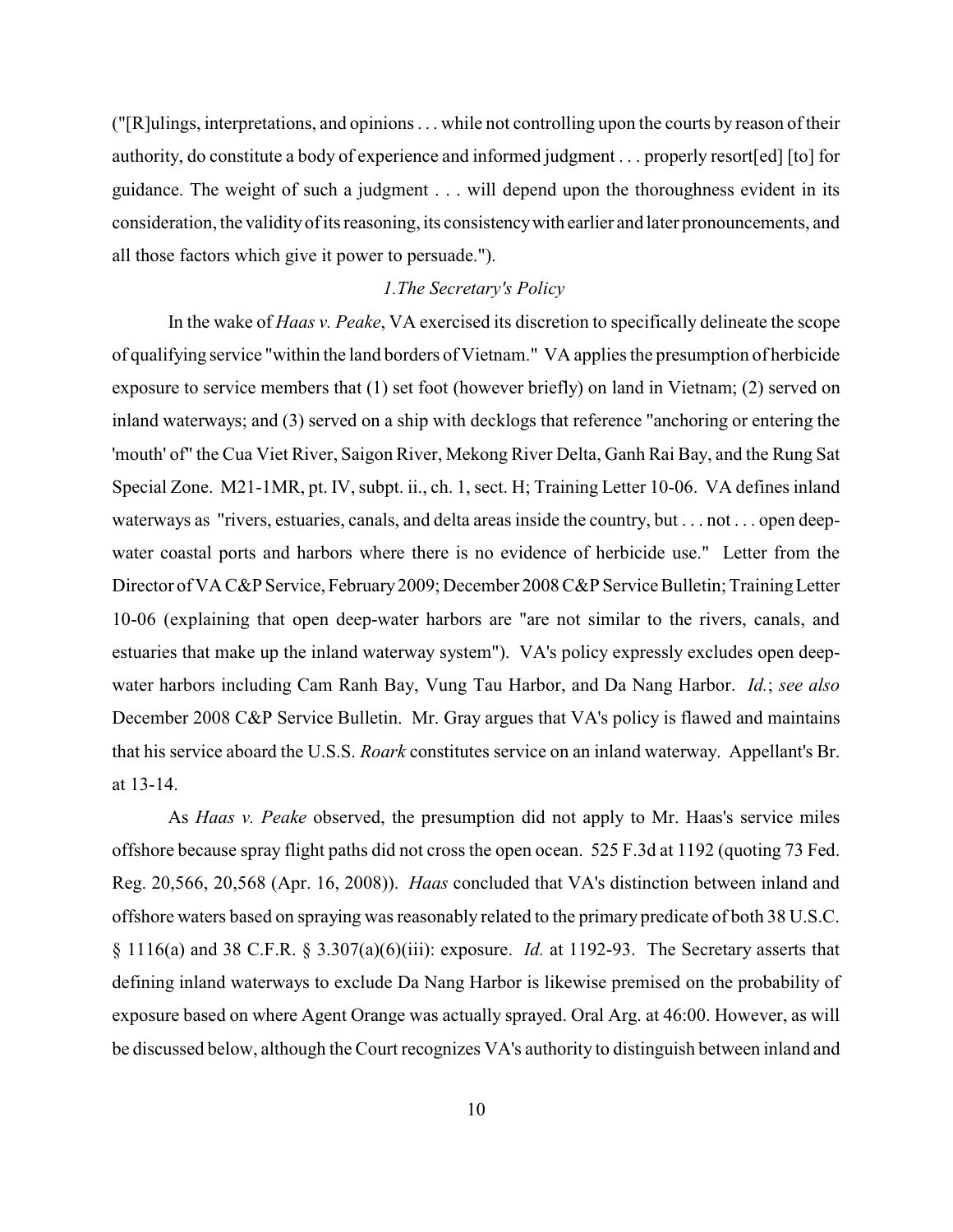("[R]ulings, interpretations, and opinions . . . while not controlling upon the courts by reason of their authority, do constitute a body of experience and informed judgment . . . properly resort[ed] [to] for guidance. The weight of such a judgment . . . will depend upon the thoroughness evident in its consideration, the validity of its reasoning, its consistency with earlier and later pronouncements, and all those factors which give it power to persuade.").

*1.The Secretary's Policy*

In the wake of *Haas v. Peake*, VA exercised its discretion to specifically delineate the scope of qualifying service "within the land borders of Vietnam." VA applies the presumption of herbicide exposure to service members that (1) set foot (however briefly) on land in Vietnam; (2) served on inland waterways; and (3) served on a ship with decklogs that reference "anchoring or entering the 'mouth' of" the Cua Viet River, Saigon River, Mekong River Delta, Ganh Rai Bay, and the Rung Sat Special Zone. M21-1MR, pt. IV, subpt. ii., ch. 1, sect. H; Training Letter 10-06. VA defines inland waterways as "rivers, estuaries, canals, and delta areas inside the country, but . . . not . . . open deep-water coastal ports and harbors where there is no evidence of herbicide use." Letter from the Director of VA C&P Service, February 2009; December 2008 C&P Service Bulletin; Training Letter 10-06 (explaining that open deep-water harbors are "are not similar to the rivers, canals, and estuaries that make up the inland waterway system"). VA's policy expressly excludes open deep-water harbors including Cam Ranh Bay, Vung Tau Harbor, and Da Nang Harbor. *Id.*; *see also* December 2008 C&P Service Bulletin. Mr. Gray argues that VA's policy is flawed and maintains that his service aboard the U.S.S. *Roark* constitutes service on an inland waterway. Appellant's Br. at 13-14.

As *Haas v. Peake* observed, the presumption did not apply to Mr. Haas's service miles offshore because spray flight paths did not cross the open ocean. 525 F.3d at 1192 (quoting 73 Fed. Reg. 20,566, 20,568 (Apr. 16, 2008)). *Haas* concluded that VA's distinction between inland and offshore waters based on spraying was reasonably related to the primary predicate of both 38 U.S.C. § 1116(a) and 38 C.F.R. § 3.307(a)(6)(iii): exposure. *Id.* at 1192-93. The Secretary asserts that defining inland waterways to exclude Da Nang Harbor is likewise premised on the probability of exposure based on where Agent Orange was actually sprayed. Oral Arg. at 46:00. However, as will be discussed below, although the Court recognizes VA's authority to distinguish between inland and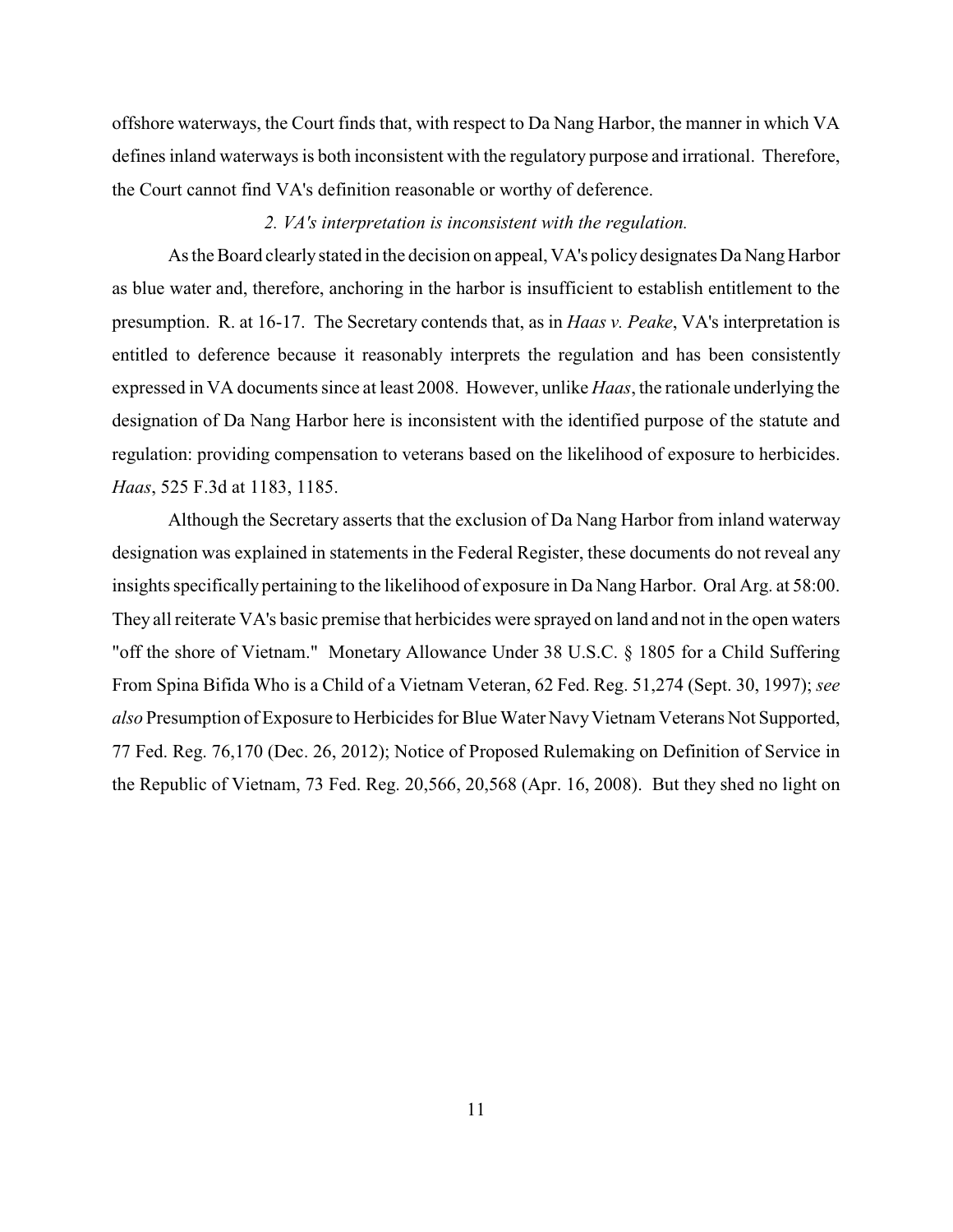offshore waterways, the Court finds that, with respect to Da Nang Harbor, the manner in which VA defines inland waterways is both inconsistent with the regulatory purpose and irrational. Therefore, the Court cannot find VA's definition reasonable or worthy of deference.

*2. VA's interpretation is inconsistent with the regulation.*

As the Board clearly stated in the decision on appeal, VA's policy designates Da Nang Harbor as blue water and, therefore, anchoring in the harbor is insufficient to establish entitlement to the presumption. R. at 16-17. The Secretary contends that, as in *Haas v. Peake*, VA's interpretation is entitled to deference because it reasonably interprets the regulation and has been consistently expressed in VA documents since at least 2008. However, unlike *Haas*, the rationale underlying the designation of Da Nang Harbor here is inconsistent with the identified purpose of the statute and regulation: providing compensation to veterans based on the likelihood of exposure to herbicides. *Haas*, 525 F.3d at 1183, 1185.

Although the Secretary asserts that the exclusion of Da Nang Harbor from inland waterway designation was explained in statements in the Federal Register, these documents do not reveal any insights specifically pertaining to the likelihood of exposure in Da Nang Harbor. Oral Arg. at 58:00. They all reiterate VA's basic premise that herbicides were sprayed on land and not in the open waters "off the shore of Vietnam." Monetary Allowance Under 38 U.S.C. § 1805 for a Child Suffering From Spina Bifida Who is a Child of a Vietnam Veteran, 62 Fed. Reg. 51,274 (Sept. 30, 1997); *see also* Presumption of Exposure to Herbicides for Blue Water Navy Vietnam Veterans Not Supported, 77 Fed. Reg. 76,170 (Dec. 26, 2012); Notice of Proposed Rulemaking on Definition of Service in the Republic of Vietnam, 73 Fed. Reg. 20,566, 20,568 (Apr. 16, 2008). But they shed no light on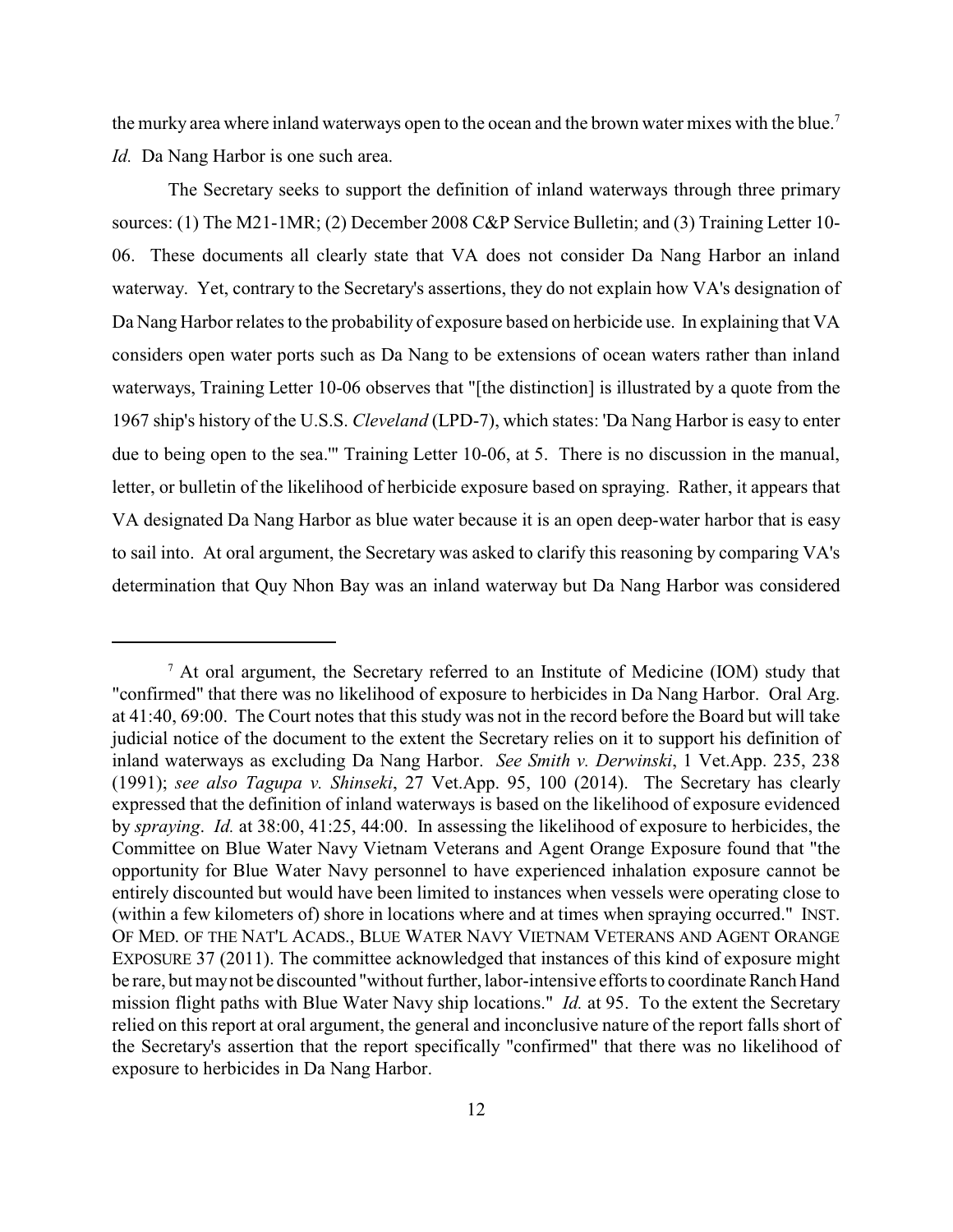the murky area where inland waterways open to the ocean and the brown water mixes with the blue.[7] *Id.* Da Nang Harbor is one such area.

The Secretary seeks to support the definition of inland waterways through three primary sources: (1) The M21-1MR; (2) December 2008 C&P Service Bulletin; and (3) Training Letter 10-06. These documents all clearly state that VA does not consider Da Nang Harbor an inland waterway. Yet, contrary to the Secretary's assertions, they do not explain how VA's designation of Da Nang Harbor relates to the probability of exposure based on herbicide use. In explaining that VA considers open water ports such as Da Nang to be extensions of ocean waters rather than inland waterways, Training Letter 10-06 observes that "[the distinction] is illustrated by a quote from the 1967 ship's history of the U.S.S. *Cleveland* (LPD-7), which states: 'Da Nang Harbor is easy to enter due to being open to the sea.'" Training Letter 10-06, at 5. There is no discussion in the manual, letter, or bulletin of the likelihood of herbicide exposure based on spraying. Rather, it appears that VA designated Da Nang Harbor as blue water because it is an open deep-water harbor that is easy to sail into. At oral argument, the Secretary was asked to clarify this reasoning by comparing VA's determination that Quy Nhon Bay was an inland waterway but Da Nang Harbor was considered

---

[7] At oral argument, the Secretary referred to an Institute of Medicine (IOM) study that "confirmed" that there was no likelihood of exposure to herbicides in Da Nang Harbor. Oral Arg. at 41:40, 69:00. The Court notes that this study was not in the record before the Board but will take judicial notice of the document to the extent the Secretary relies on it to support his definition of inland waterways as excluding Da Nang Harbor. *See Smith v. Derwinski*, 1 Vet.App. 235, 238 (1991); *see also Tagupa v. Shinseki*, 27 Vet.App. 95, 100 (2014). The Secretary has clearly expressed that the definition of inland waterways is based on the likelihood of exposure evidenced by *spraying*. *Id.* at 38:00, 41:25, 44:00. In assessing the likelihood of exposure to herbicides, the Committee on Blue Water Navy Vietnam Veterans and Agent Orange Exposure found that "the opportunity for Blue Water Navy personnel to have experienced inhalation exposure cannot be entirely discounted but would have been limited to instances when vessels were operating close to (within a few kilometers of) shore in locations where and at times when spraying occurred." INST. OF MED. OF THE NAT'L ACADS., BLUE WATER NAVY VIETNAM VETERANS AND AGENT ORANGE EXPOSURE 37 (2011). The committee acknowledged that instances of this kind of exposure might be rare, but may not be discounted "without further, labor-intensive efforts to coordinate Ranch Hand mission flight paths with Blue Water Navy ship locations." *Id.* at 95. To the extent the Secretary relied on this report at oral argument, the general and inconclusive nature of the report falls short of the Secretary's assertion that the report specifically "confirmed" that there was no likelihood of exposure to herbicides in Da Nang Harbor.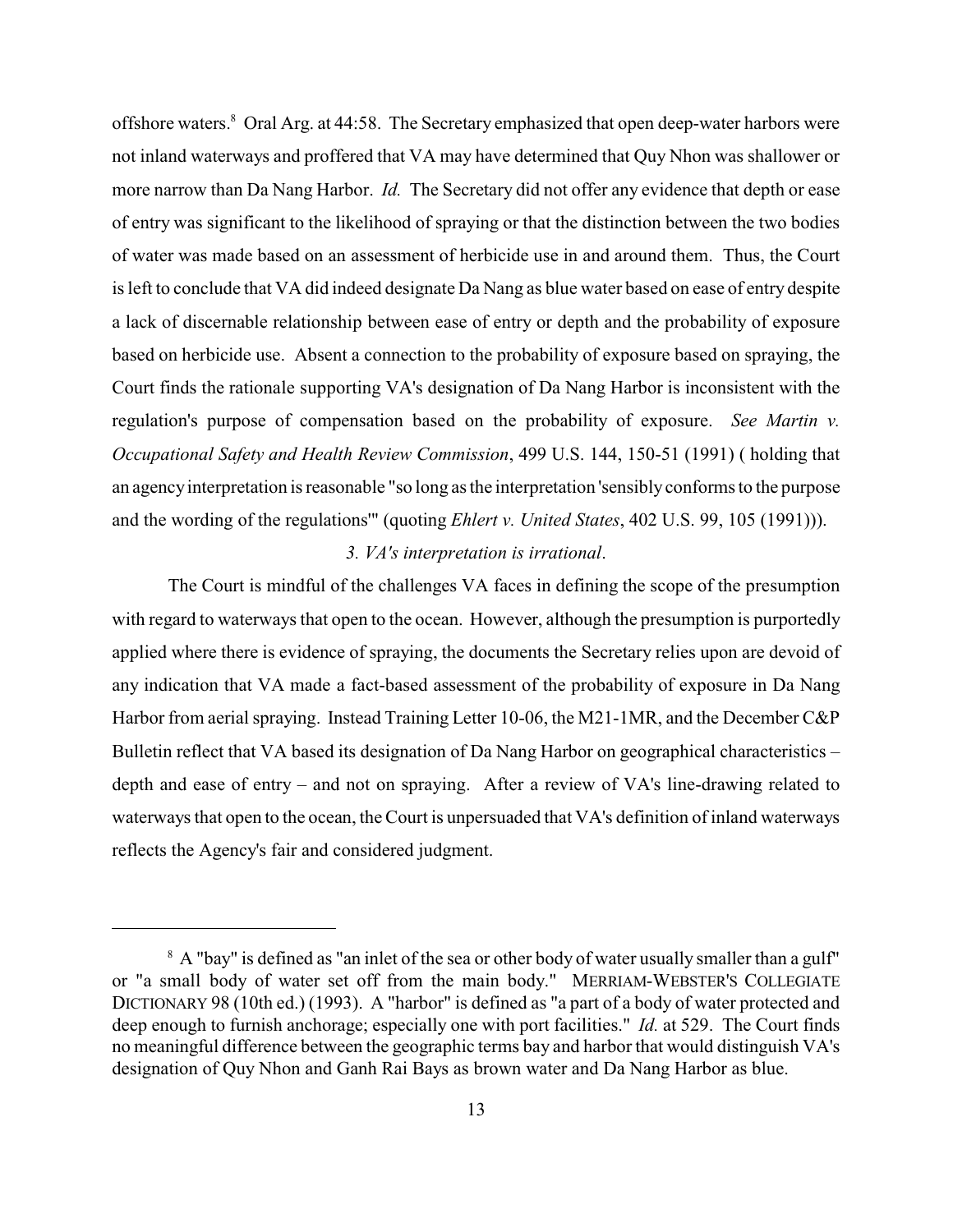offshore waters.[8] Oral Arg. at 44:58. The Secretary emphasized that open deep-water harbors were not inland waterways and proffered that VA may have determined that Quy Nhon was shallower or more narrow than Da Nang Harbor. *Id.* The Secretary did not offer any evidence that depth or ease of entry was significant to the likelihood of spraying or that the distinction between the two bodies of water was made based on an assessment of herbicide use in and around them. Thus, the Court is left to conclude that VA did indeed designate Da Nang as blue water based on ease of entry despite a lack of discernable relationship between ease of entry or depth and the probability of exposure based on herbicide use. Absent a connection to the probability of exposure based on spraying, the Court finds the rationale supporting VA's designation of Da Nang Harbor is inconsistent with the regulation's purpose of compensation based on the probability of exposure. *See Martin v. Occupational Safety and Health Review Commission*, 499 U.S. 144, 150-51 (1991) ( holding that an agency interpretation is reasonable "so long as the interpretation 'sensibly conforms to the purpose and the wording of the regulations'" (quoting *Ehlert v. United States*, 402 U.S. 99, 105 (1991))).

*3. VA's interpretation is irrational*.

The Court is mindful of the challenges VA faces in defining the scope of the presumption with regard to waterways that open to the ocean. However, although the presumption is purportedly applied where there is evidence of spraying, the documents the Secretary relies upon are devoid of any indication that VA made a fact-based assessment of the probability of exposure in Da Nang Harbor from aerial spraying. Instead Training Letter 10-06, the M21-1MR, and the December C&P Bulletin reflect that VA based its designation of Da Nang Harbor on geographical characteristics – depth and ease of entry – and not on spraying. After a review of VA's line-drawing related to waterways that open to the ocean, the Court is unpersuaded that VA's definition of inland waterways reflects the Agency's fair and considered judgment.

---

[8] A "bay" is defined as "an inlet of the sea or other body of water usually smaller than a gulf" or "a small body of water set off from the main body." MERRIAM-WEBSTER'S COLLEGIATE DICTIONARY 98 (10th ed.) (1993). A "harbor" is defined as "a part of a body of water protected and deep enough to furnish anchorage; especially one with port facilities." *Id.* at 529. The Court finds no meaningful difference between the geographic terms bay and harbor that would distinguish VA's designation of Quy Nhon and Ganh Rai Bays as brown water and Da Nang Harbor as blue.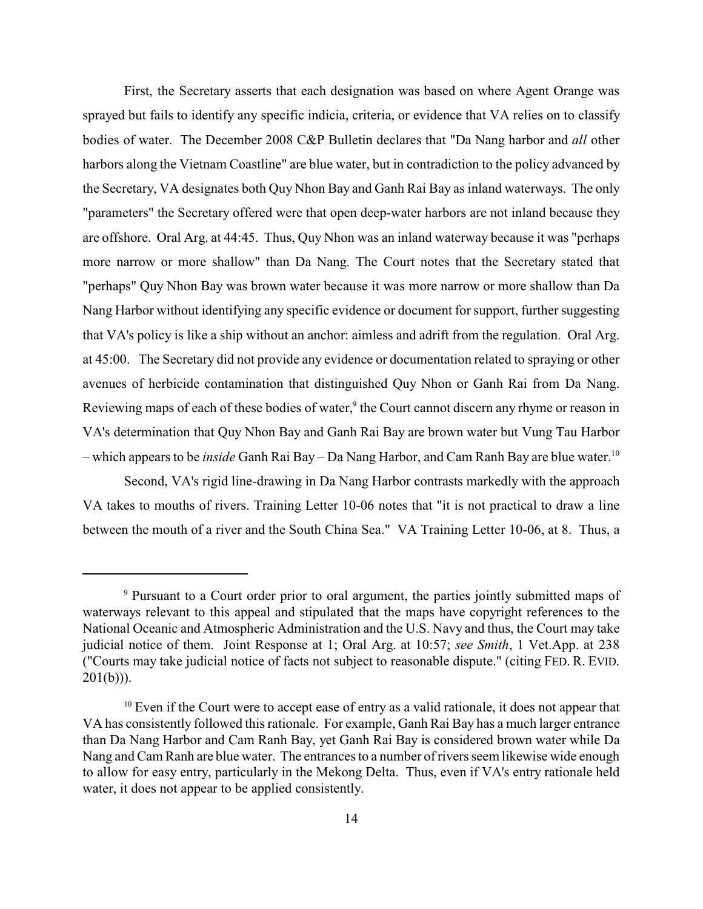First, the Secretary asserts that each designation was based on where Agent Orange was sprayed but fails to identify any specific indicia, criteria, or evidence that VA relies on to classify bodies of water. The December 2008 C&P Bulletin declares that "Da Nang harbor and *all* other harbors along the Vietnam Coastline" are blue water, but in contradiction to the policy advanced by the Secretary, VA designates both Quy Nhon Bay and Ganh Rai Bay as inland waterways. The only "parameters" the Secretary offered were that open deep-water harbors are not inland because they are offshore. Oral Arg. at 44:45. Thus, Quy Nhon was an inland waterway because it was "perhaps more narrow or more shallow" than Da Nang. The Court notes that the Secretary stated that "perhaps" Quy Nhon Bay was brown water because it was more narrow or more shallow than Da Nang Harbor without identifying any specific evidence or document for support, further suggesting that VA's policy is like a ship without an anchor: aimless and adrift from the regulation. Oral Arg. at 45:00. The Secretary did not provide any evidence or documentation related to spraying or other avenues of herbicide contamination that distinguished Quy Nhon or Ganh Rai from Da Nang. Reviewing maps of each of these bodies of water,[9] the Court cannot discern any rhyme or reason in VA's determination that Quy Nhon Bay and Ganh Rai Bay are brown water but Vung Tau Harbor – which appears to be *inside* Ganh Rai Bay – Da Nang Harbor, and Cam Ranh Bay are blue water.[10]

Second, VA's rigid line-drawing in Da Nang Harbor contrasts markedly with the approach VA takes to mouths of rivers. Training Letter 10-06 notes that "it is not practical to draw a line between the mouth of a river and the South China Sea." VA Training Letter 10-06, at 8. Thus, a

---

[9] Pursuant to a Court order prior to oral argument, the parties jointly submitted maps of waterways relevant to this appeal and stipulated that the maps have copyright references to the National Oceanic and Atmospheric Administration and the U.S. Navy and thus, the Court may take judicial notice of them. Joint Response at 1; Oral Arg. at 10:57; *see Smith*, 1 Vet.App. at 238 ("Courts may take judicial notice of facts not subject to reasonable dispute." (citing FED. R. EVID. 201(b))).

[10] Even if the Court were to accept ease of entry as a valid rationale, it does not appear that VA has consistently followed this rationale. For example, Ganh Rai Bay has a much larger entrance than Da Nang Harbor and Cam Ranh Bay, yet Ganh Rai Bay is considered brown water while Da Nang and Cam Ranh are blue water. The entrances to a number of rivers seem likewise wide enough to allow for easy entry, particularly in the Mekong Delta. Thus, even if VA's entry rationale held water, it does not appear to be applied consistently.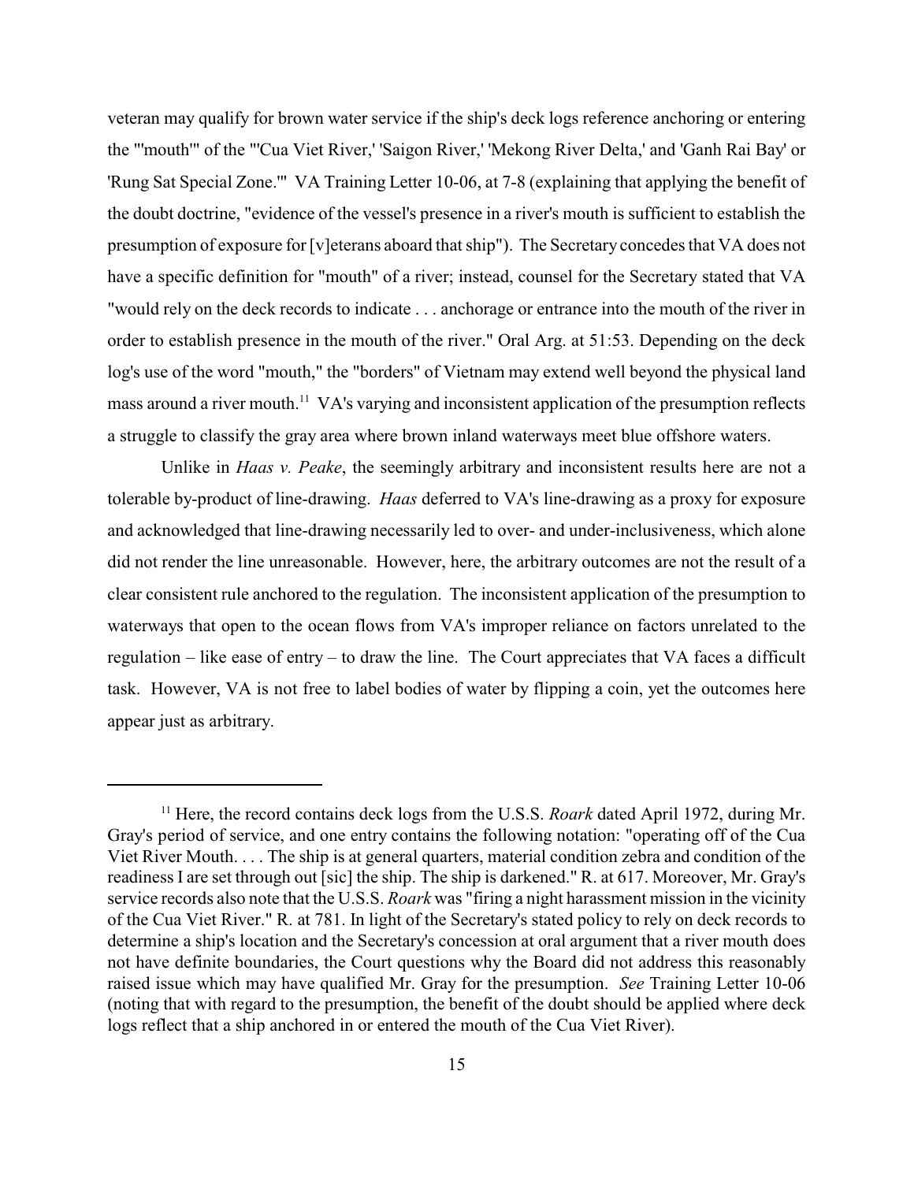veteran may qualify for brown water service if the ship's deck logs reference anchoring or entering the "'mouth'" of the "'Cua Viet River,' 'Saigon River,' 'Mekong River Delta,' and 'Ganh Rai Bay' or 'Rung Sat Special Zone.'" VA Training Letter 10-06, at 7-8 (explaining that applying the benefit of the doubt doctrine, "evidence of the vessel's presence in a river's mouth is sufficient to establish the presumption of exposure for [v]eterans aboard that ship"). The Secretary concedes that VA does not have a specific definition for "mouth" of a river; instead, counsel for the Secretary stated that VA "would rely on the deck records to indicate . . . anchorage or entrance into the mouth of the river in order to establish presence in the mouth of the river." Oral Arg. at 51:53. Depending on the deck log's use of the word "mouth," the "borders" of Vietnam may extend well beyond the physical land mass around a river mouth.[11] VA's varying and inconsistent application of the presumption reflects a struggle to classify the gray area where brown inland waterways meet blue offshore waters.

Unlike in *Haas v. Peake*, the seemingly arbitrary and inconsistent results here are not a tolerable by-product of line-drawing. *Haas* deferred to VA's line-drawing as a proxy for exposure and acknowledged that line-drawing necessarily led to over- and under-inclusiveness, which alone did not render the line unreasonable. However, here, the arbitrary outcomes are not the result of a clear consistent rule anchored to the regulation. The inconsistent application of the presumption to waterways that open to the ocean flows from VA's improper reliance on factors unrelated to the regulation – like ease of entry – to draw the line. The Court appreciates that VA faces a difficult task. However, VA is not free to label bodies of water by flipping a coin, yet the outcomes here appear just as arbitrary.

---

[11] Here, the record contains deck logs from the U.S.S. *Roark* dated April 1972, during Mr. Gray's period of service, and one entry contains the following notation: "operating off of the Cua Viet River Mouth. . . . The ship is at general quarters, material condition zebra and condition of the readiness I are set through out [sic] the ship. The ship is darkened." R. at 617. Moreover, Mr. Gray's service records also note that the U.S.S. *Roark* was "firing a night harassment mission in the vicinity of the Cua Viet River." R. at 781. In light of the Secretary's stated policy to rely on deck records to determine a ship's location and the Secretary's concession at oral argument that a river mouth does not have definite boundaries, the Court questions why the Board did not address this reasonably raised issue which may have qualified Mr. Gray for the presumption. *See* Training Letter 10-06 (noting that with regard to the presumption, the benefit of the doubt should be applied where deck logs reflect that a ship anchored in or entered the mouth of the Cua Viet River).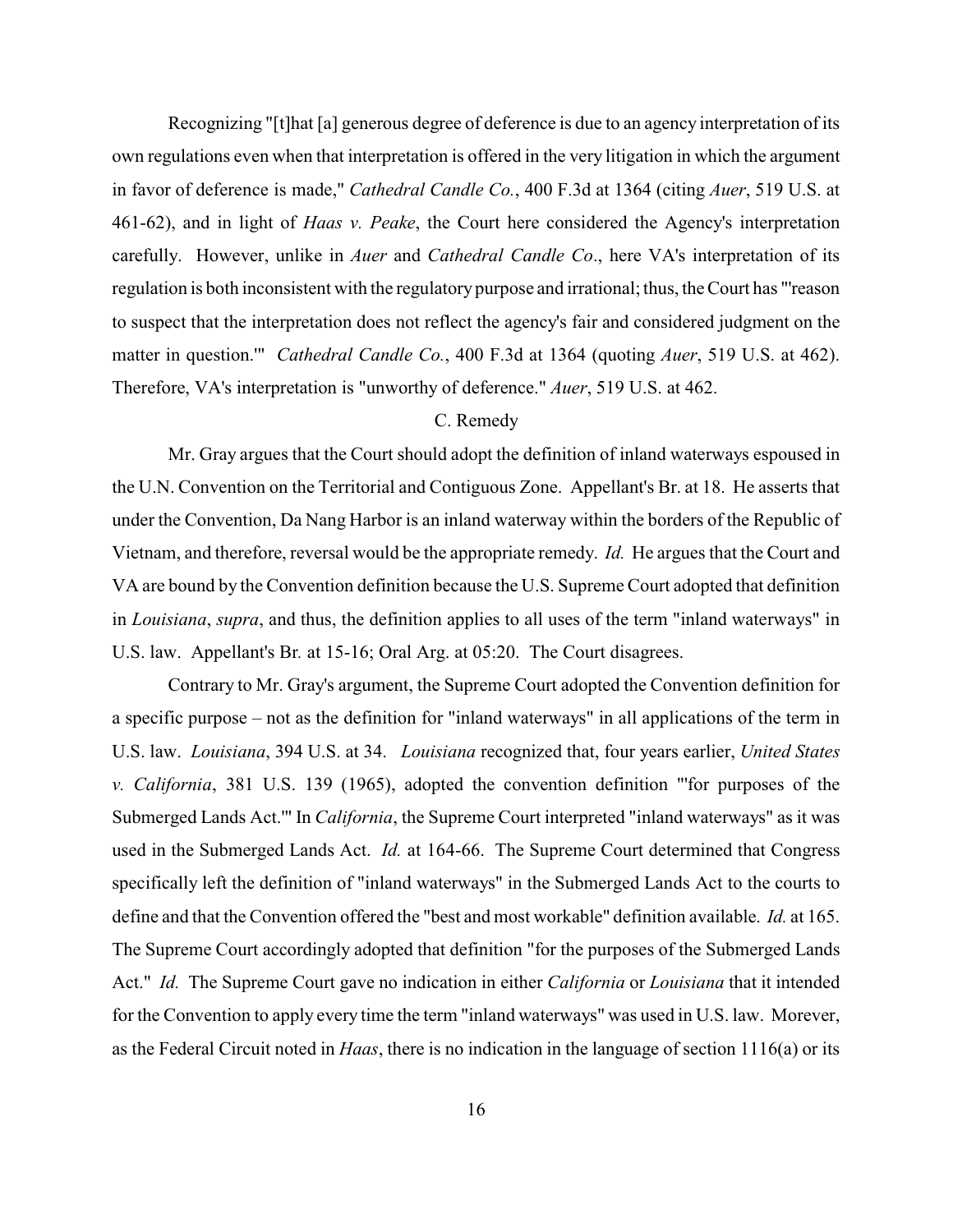Recognizing "[t]hat [a] generous degree of deference is due to an agency interpretation of its own regulations even when that interpretation is offered in the very litigation in which the argument in favor of deference is made," *Cathedral Candle Co.*, 400 F.3d at 1364 (citing *Auer*, 519 U.S. at 461-62), and in light of *Haas v. Peake*, the Court here considered the Agency's interpretation carefully. However, unlike in *Auer* and *Cathedral Candle Co*., here VA's interpretation of its regulation is both inconsistent with the regulatory purpose and irrational; thus, the Court has "'reason to suspect that the interpretation does not reflect the agency's fair and considered judgment on the matter in question.'" *Cathedral Candle Co.*, 400 F.3d at 1364 (quoting *Auer*, 519 U.S. at 462). Therefore, VA's interpretation is "unworthy of deference." *Auer*, 519 U.S. at 462.

### C. Remedy

Mr. Gray argues that the Court should adopt the definition of inland waterways espoused in the U.N. Convention on the Territorial and Contiguous Zone. Appellant's Br. at 18. He asserts that under the Convention, Da Nang Harbor is an inland waterway within the borders of the Republic of Vietnam, and therefore, reversal would be the appropriate remedy. *Id.* He argues that the Court and VA are bound by the Convention definition because the U.S. Supreme Court adopted that definition in *Louisiana*, *supra*, and thus, the definition applies to all uses of the term "inland waterways" in U.S. law. Appellant's Br. at 15-16; Oral Arg. at 05:20. The Court disagrees.

Contrary to Mr. Gray's argument, the Supreme Court adopted the Convention definition for a specific purpose – not as the definition for "inland waterways" in all applications of the term in U.S. law. *Louisiana*, 394 U.S. at 34. *Louisiana* recognized that, four years earlier, *United States v. California*, 381 U.S. 139 (1965), adopted the convention definition "'for purposes of the Submerged Lands Act.'" In *California*, the Supreme Court interpreted "inland waterways" as it was used in the Submerged Lands Act. *Id.* at 164-66. The Supreme Court determined that Congress specifically left the definition of "inland waterways" in the Submerged Lands Act to the courts to define and that the Convention offered the "best and most workable" definition available. *Id.* at 165. The Supreme Court accordingly adopted that definition "for the purposes of the Submerged Lands Act." *Id.* The Supreme Court gave no indication in either *California* or *Louisiana* that it intended for the Convention to apply every time the term "inland waterways" was used in U.S. law. Morever, as the Federal Circuit noted in *Haas*, there is no indication in the language of section 1116(a) or its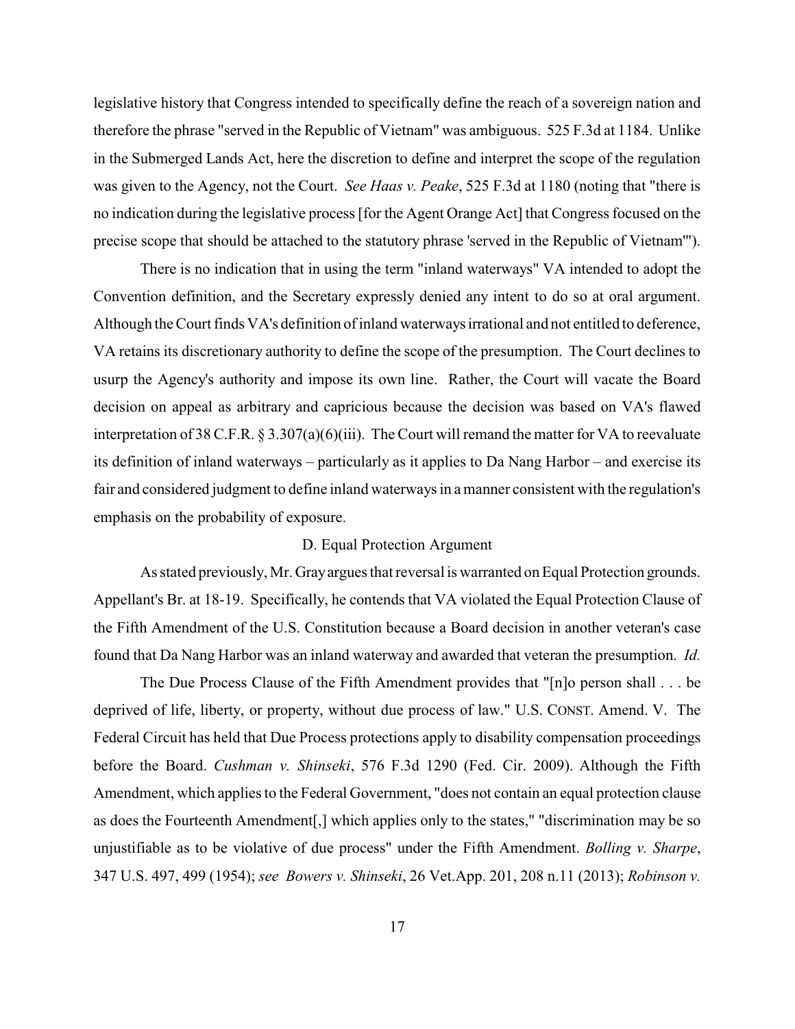legislative history that Congress intended to specifically define the reach of a sovereign nation and therefore the phrase "served in the Republic of Vietnam" was ambiguous. 525 F.3d at 1184. Unlike in the Submerged Lands Act, here the discretion to define and interpret the scope of the regulation was given to the Agency, not the Court. *See Haas v. Peake*, 525 F.3d at 1180 (noting that "there is no indication during the legislative process [for the Agent Orange Act] that Congress focused on the precise scope that should be attached to the statutory phrase 'served in the Republic of Vietnam'").

There is no indication that in using the term "inland waterways" VA intended to adopt the Convention definition, and the Secretary expressly denied any intent to do so at oral argument. Although the Court finds VA's definition of inland waterways irrational and not entitled to deference, VA retains its discretionary authority to define the scope of the presumption. The Court declines to usurp the Agency's authority and impose its own line. Rather, the Court will vacate the Board decision on appeal as arbitrary and capricious because the decision was based on VA's flawed interpretation of 38 C.F.R. § 3.307(a)(6)(iii). The Court will remand the matter for VA to reevaluate its definition of inland waterways – particularly as it applies to Da Nang Harbor – and exercise its fair and considered judgment to define inland waterways in a manner consistent with the regulation's emphasis on the probability of exposure.

### D. Equal Protection Argument

As stated previously, Mr. Gray argues that reversal is warranted on Equal Protection grounds. Appellant's Br. at 18-19. Specifically, he contends that VA violated the Equal Protection Clause of the Fifth Amendment of the U.S. Constitution because a Board decision in another veteran's case found that Da Nang Harbor was an inland waterway and awarded that veteran the presumption. *Id.*

The Due Process Clause of the Fifth Amendment provides that "[n]o person shall . . . be deprived of life, liberty, or property, without due process of law." U.S. CONST. Amend. V. The Federal Circuit has held that Due Process protections apply to disability compensation proceedings before the Board. *Cushman v. Shinseki*, 576 F.3d 1290 (Fed. Cir. 2009). Although the Fifth Amendment, which applies to the Federal Government, "does not contain an equal protection clause as does the Fourteenth Amendment[,] which applies only to the states," "discrimination may be so unjustifiable as to be violative of due process" under the Fifth Amendment. *Bolling v. Sharpe*, 347 U.S. 497, 499 (1954); *see Bowers v. Shinseki*, 26 Vet.App. 201, 208 n.11 (2013); *Robinson v.*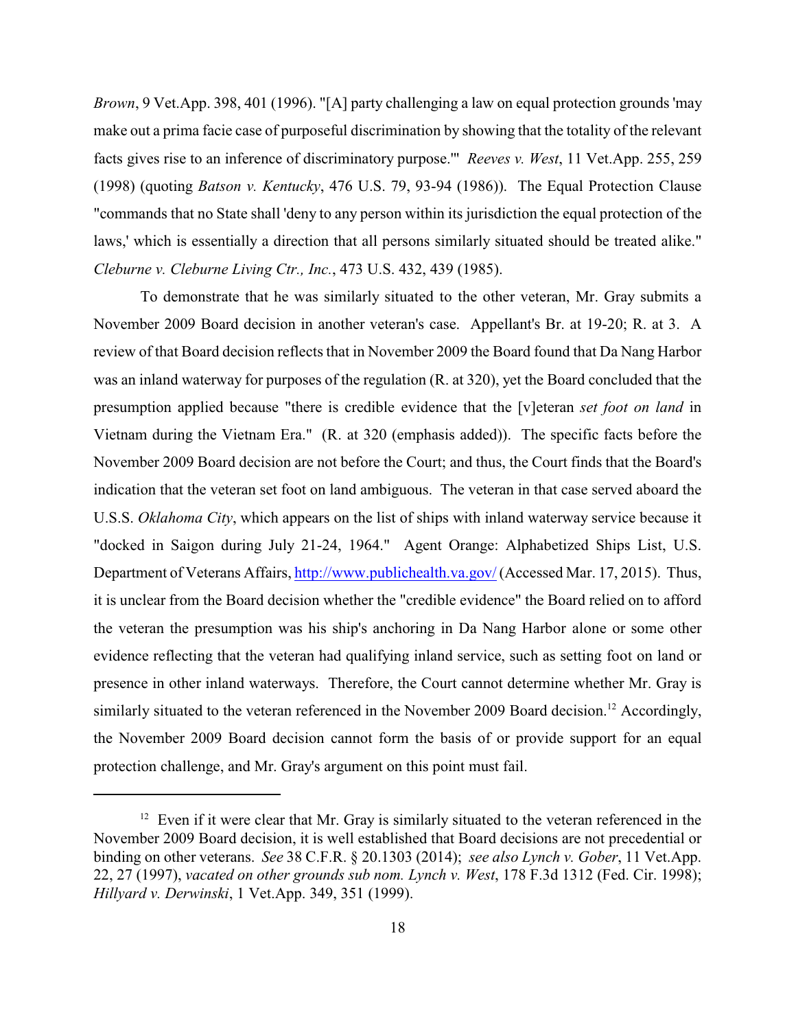*Brown*, 9 Vet.App. 398, 401 (1996). "[A] party challenging a law on equal protection grounds 'may make out a prima facie case of purposeful discrimination by showing that the totality of the relevant facts gives rise to an inference of discriminatory purpose.'" *Reeves v. West*, 11 Vet.App. 255, 259 (1998) (quoting *Batson v. Kentucky*, 476 U.S. 79, 93-94 (1986)). The Equal Protection Clause "commands that no State shall 'deny to any person within its jurisdiction the equal protection of the laws,' which is essentially a direction that all persons similarly situated should be treated alike." *Cleburne v. Cleburne Living Ctr., Inc.*, 473 U.S. 432, 439 (1985).

To demonstrate that he was similarly situated to the other veteran, Mr. Gray submits a November 2009 Board decision in another veteran's case. Appellant's Br. at 19-20; R. at 3. A review of that Board decision reflects that in November 2009 the Board found that Da Nang Harbor was an inland waterway for purposes of the regulation (R. at 320), yet the Board concluded that the presumption applied because "there is credible evidence that the [v]eteran *set foot on land* in Vietnam during the Vietnam Era." (R. at 320 (emphasis added)). The specific facts before the November 2009 Board decision are not before the Court; and thus, the Court finds that the Board's indication that the veteran set foot on land ambiguous. The veteran in that case served aboard the U.S.S. *Oklahoma City*, which appears on the list of ships with inland waterway service because it "docked in Saigon during July 21-24, 1964." Agent Orange: Alphabetized Ships List, U.S. Department of Veterans Affairs, http://www.publichealth.va.gov/ (Accessed Mar. 17, 2015). Thus, it is unclear from the Board decision whether the "credible evidence" the Board relied on to afford the veteran the presumption was his ship's anchoring in Da Nang Harbor alone or some other evidence reflecting that the veteran had qualifying inland service, such as setting foot on land or presence in other inland waterways. Therefore, the Court cannot determine whether Mr. Gray is similarly situated to the veteran referenced in the November 2009 Board decision.[12] Accordingly, the November 2009 Board decision cannot form the basis of or provide support for an equal protection challenge, and Mr. Gray's argument on this point must fail.

---

[12] Even if it were clear that Mr. Gray is similarly situated to the veteran referenced in the November 2009 Board decision, it is well established that Board decisions are not precedential or binding on other veterans. *See* 38 C.F.R. § 20.1303 (2014); *see also Lynch v. Gober*, 11 Vet.App. 22, 27 (1997), *vacated on other grounds sub nom. Lynch v. West*, 178 F.3d 1312 (Fed. Cir. 1998); *Hillyard v. Derwinski*, 1 Vet.App. 349, 351 (1999).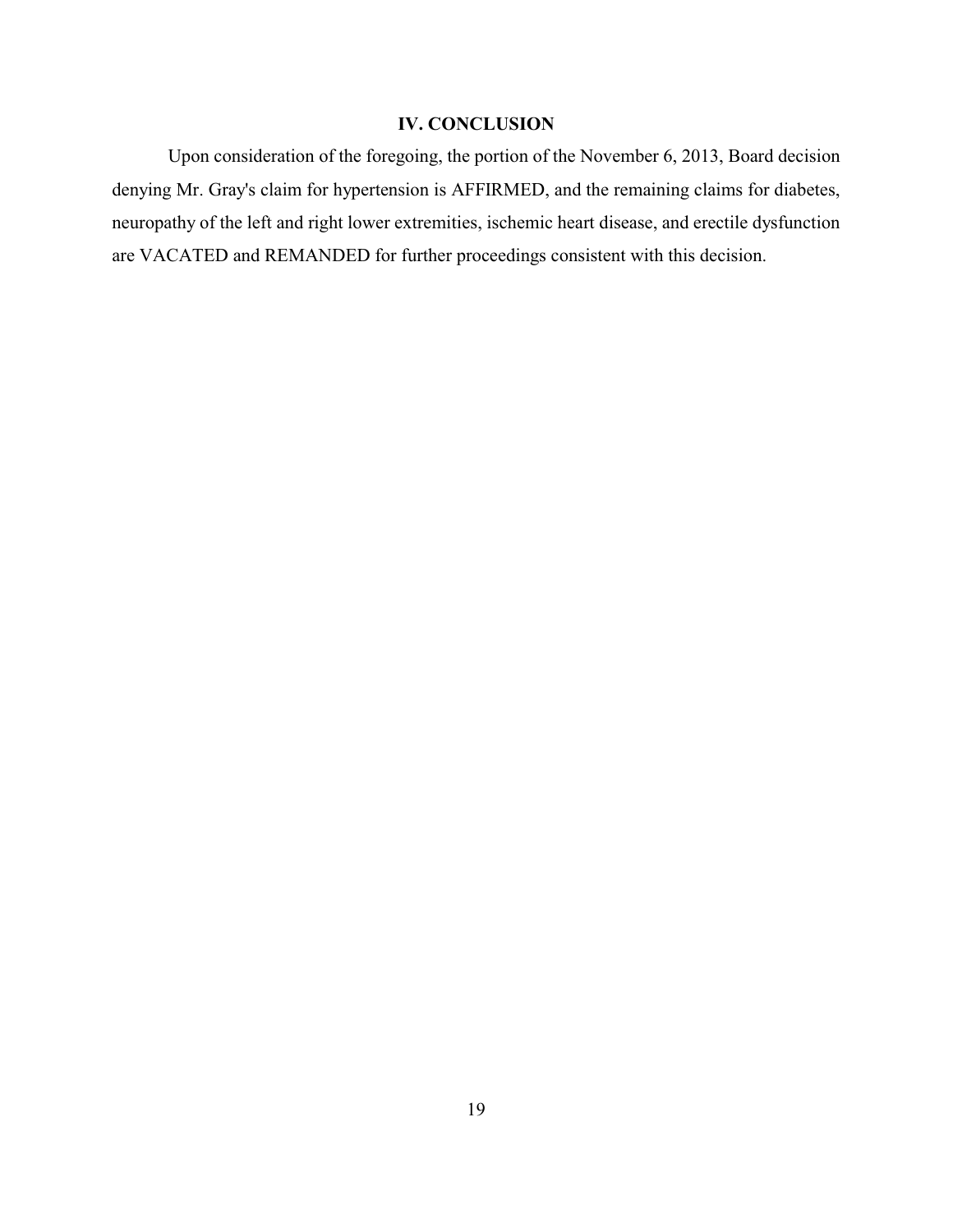## IV. CONCLUSION

Upon consideration of the foregoing, the portion of the November 6, 2013, Board decision denying Mr. Gray's claim for hypertension is AFFIRMED, and the remaining claims for diabetes, neuropathy of the left and right lower extremities, ischemic heart disease, and erectile dysfunction are VACATED and REMANDED for further proceedings consistent with this decision.